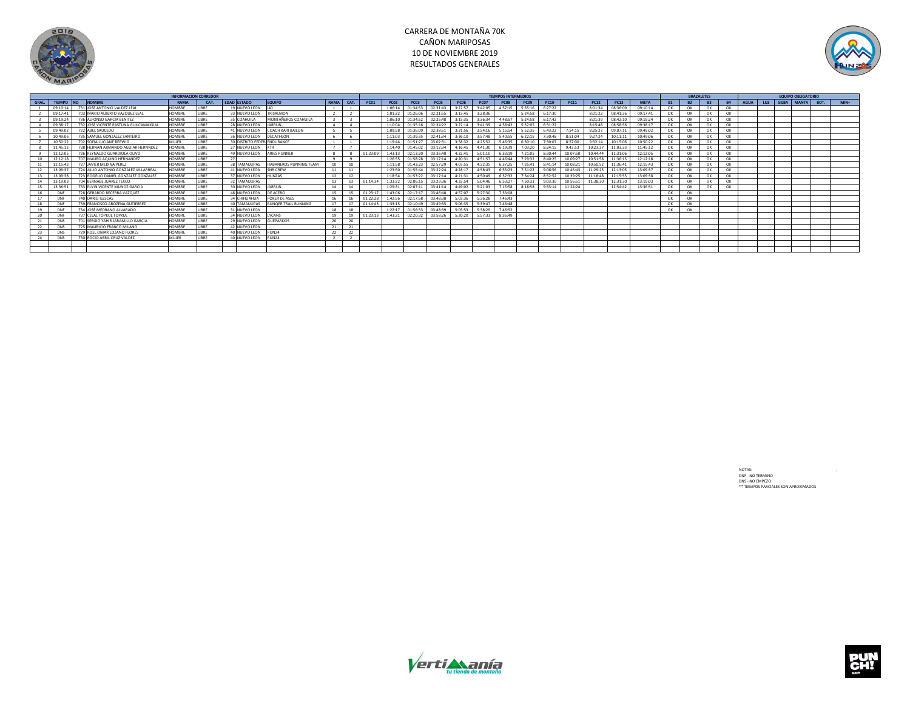# CARRERA DE MONTAÑA 70K
## CAÑON MARIPOSAS
## 10 DE NOVIEMBRE 2019
## RESULTADOS GENERALES

| INFORMACION CORREDOR | | | | | | | | | | | TIEMPOS INTERMEDIOS | | | | | | | | | | | | | BRAZALETES | | | | EQUIPO OBLIGATORIO | | | | | |
|---|---|---|---|---|---|---|---|---|---|---|---|---|---|---|---|---|---|---|---|---|---|---|---|---|---|---|---|---|---|---|---|---|---|
| GRAL. | TIEMPO | NO | NOMBRE | RAMA | CAT. | EDAD | ESTADO | EQUIPO | RAMA | CAT. | PC01 | PC02 | PC03 | PC05 | PC06 | PC07 | PC08 | PC09 | PC10 | PC11 | PC12 | PC13 | META | B1 | B2 | B3 | B4 | AGUA | LUZ | SILBA | MANTA | BOT. | MIN+ |
| 1 | 09:10:14 | 731 | JOSE ANTONIO VALDEZ LEAL | HOMBRE | LIBRE | 19 | NUEVO LEON | I40 | 1 | 1 | | 1:06:14 | 01:34:53 | 02:31:43 | 3:22:57 | 3:42:05 | 4:57:15 | 5:35:16 | 6:27:22 | | 8:01:34 | 08:36:09 | 09:10:14 | OK | OK | OK | OK | | | | | | |
| 2 | 09:17:41 | 703 | MARIO ALBERTO VAZQUEZ LEAL | HOMBRE | LIBRE | 33 | NUEVO LEON | TRISALMON | 2 | 2 | | 1:01:22 | 01:26:06 | 02:21:55 | 3:13:45 | 3:28:36 | | 5:24:58 | 6:17:30 | | 8:01:22 | 08:41:36 | 09:17:41 | OK | OK | OK | OK | | | | | | |
| 3 | 09:19:24 | 736 | ALFONSO GARCIA BENITEZ | HOMBRE | LIBRE | 35 | COAHUILA | MONTAÑEROS COAHUILA | 3 | 3 | | 1:06:10 | 01:34:52 | 02:25:48 | 3:15:35 | 3:36:34 | 4:48:57 | 5:24:58 | 6:17:42 | | 8:01:39 | 08:42:10 | 09:19:24 | OK | OK | OK | OK | | | | | | |
| 4 | 09:38:17 | 732 | JOSE VICENTE PASTLINA GUILCAMAIGUA | HOMBRE | LIBRE | 28 | NUEVO LEON | JARRUN | 4 | 4 | | 1:10:04 | 01:35:16 | 02:34:22 | 3:22:14 | 3:41:39 | 4:58:42 | 5:32:05 | 6:31:22 | | 8:15:48 | 08:58:56 | 09:38:17 | OK | OK | OK | OK | | | | | | |
| 5 | 09:49:02 | 722 | ABEL SAUCEDO | HOMBRE | LIBRE | 41 | NUEVO LEON | COACH KARI BAILON | 5 | 5 | | 1:09:58 | 01:36:09 | 02:38:51 | 3:31:56 | 3:54:16 | 5:15:54 | 5:52:35 | 6:43:22 | 7:54:15 | 8:25:27 | 09:07:11 | 09:49:02 | OK | OK | OK | OK | | | | | | |
| 6 | 10:49:06 | 735 | SAMUEL GONZALEZ SANTEIRO | HOMBRE | LIBRE | 36 | NUEVO LEON | DECATHLON | 6 | 6 | | 1:11:03 | 01:39:35 | 02:41:34 | 3:36:10 | 3:57:48 | 5:40:55 | 6:22:15 | 7:30:48 | 8:51:04 | 9:27:24 | 10:11:11 | 10:49:06 | OK | OK | OK | OK | | | | | | |
| 7 | 10:50:22 | 702 | SOFIA LUCIANE BERWIG | MUJER | LIBRE | 30 | DISTRITO FEDER | ENDURANCE | 1 | 1 | | 1:19:44 | 01:51:27 | 03:02:31 | 3:58:32 | 4:25:52 | 5:46:35 | 6:30:10 | 7:30:07 | 8:57:00 | 9:32:14 | 10:15:06 | 10:50:22 | OK | OK | OK | OK | | | | | | |
| 8 | 11:45:12 | 738 | HERNAN ARMANDO AGUIAR HERNNDEZ | HOMBRE | LIBRE | 27 | NUEVO LEON | KTR | 7 | 7 | | 1:14:40 | 01:45:02 | 03:12:34 | 4:16:45 | 4:41:30 | 6:19:39 | 7:03:20 | 8:24:15 | 9:43:53 | 10:23:37 | 11:03:33 | 11:45:12 | OK | OK | OK | OK | | | | | | |
| 9 | 12:12:05 | 726 | REYNALDO GUARDIOLA OLIVO | HOMBRE | LIBRE | 49 | NUEVO LEON | ARIES RUNNER | 8 | 8 | 01:23:09 | 1:43:13 | 02:13:20 | 03:36:40 | 4:32:41 | 5:01:10 | 6:33:19 | 7:21:05 | 8:30:44 | 10:07:50 | 10:44:44 | 11:31:06 | 12:12:05 | OK | OK | OK | OK | | | | | | |
| 10 | 12:12:18 | 707 | MAURO AQUINO HERNANDEZ | HOMBRE | LIBRE | 27 | | | 9 | 9 | | 1:26:55 | 01:58:28 | 03:17:14 | 4:20:31 | 4:51:57 | 4:46:44 | 7:29:32 | 8:40:25 | 10:09:27 | 10:51:58 | 11:36:15 | 12:12:18 | OK | OK | OK | OK | | | | | | |
| 11 | 12:15:43 | 727 | JAVIER MEDINA PEREZ | HOMBRE | LIBRE | 38 | TAMAULIPAS | HABANEROS RUNNING TEAM | 10 | 10 | | 1:11:58 | 01:43:23 | 02:57:29 | 4:03:55 | 4:32:35 | 6:37:25 | 7:35:41 | 8:41:14 | 10:08:21 | 10:50:52 | 11:36:41 | 12:15:43 | OK | OK | OK | OK | | | | | | |
| 12 | 13:09:37 | 724 | JULIO ANTONIO GONZALEZ VILLARREAL | HOMBRE | LIBRE | 41 | NUEVO LEON | SNR CREW | 11 | 11 | | 1:23:50 | 01:55:44 | 03:22:24 | 4:28:17 | 4:58:43 | 6:55:23 | 7:51:22 | 9:06:56 | 10:46:43 | 11:29:25 | 12:13:05 | 13:09:37 | OK | OK | OK | OK | | | | | | |
| 13 | 13:09:38 | 723 | ROGELIO DANIEL GONZALEZ GONZALEZ | HOMBRE | LIBRE | 37 | NUEVO LEON | HUNZAS | 12 | 12 | | 1:18:54 | 01:53:22 | 03:17:14 | 4:21:31 | 4:50:49 | 6:37:32 | 7:34:24 | 8:52:52 | 10:39:25 | 11:18:48 | 12:15:55 | 13:09:38 | OK | OK | OK | OK | | | | | | |
| 14 | 13:19:03 | 704 | BERNABE JUAREZ TEXCO | HOMBRE | LIBRE | 32 | TAMAULIPAS | | 13 | 13 | 01:14:34 | 1:33:22 | 02:06:15 | 03:29:36 | 4:33:54 | 5:04:46 | 6:53:27 | 7:50:33 | 9:03:30 | 10:56:51 | 11:38:30 | 12:31:30 | 13:19:03 | OK | OK | OK | OK | | | | | | |
| 15 | 13:36:51 | 733 | ELVIN VICENTE MUNOZ GARCIA | HOMBRE | LIBRE | 30 | NUEVO LEON | JARRUN | 14 | 14 | | 1:29:31 | 02:07:11 | 03:41:14 | 4:49:02 | 5:21:03 | 7:15:58 | 8:18:58 | 9:33:14 | 11:24:24 | | 12:54:42 | 13:36:51 | OK | OK | OK | OK | | | | | | |
| 16 | DNF | 728 | GERARDO BECERRA VAZQUEZ | HOMBRE | LIBRE | 48 | NUEVO LEON | DE ACERO | 15 | 15 | 01:23:17 | 1:43:06 | 02:17:17 | 03:46:40 | 4:57:07 | 5:27:30 | 7:33:08 | | | | | | | OK | OK | | | | | | | | |
| 17 | DNF | 740 | DARIO ILESCAS | HOMBRE | LIBRE | 34 | CHIHUAHUA | POKER DE ASES | 16 | 16 | 01:22:28 | 1:42:56 | 02:17:58 | 03:48:38 | 5:03:36 | 5:36:28 | 7:46:43 | | | | | | | OK | OK | | | | | | | | |
| 18 | DNF | 739 | FRANCISCO AROZENA GUTIERREZ | HOMBRE | LIBRE | 40 | TAMAULIPAS | BUNQER TRAIL RUNNING | 17 | 17 | 01:14:43 | 1:33:15 | 02:10:49 | 03:49:35 | 5:06:35 | 5:39:47 | 7:46:48 | | | | | | | OK | OK | | | | | | | | |
| 19 | DNF | 734 | JOSÉ MEDRANO ALVARADO | HOMBRE | LIBRE | 31 | NUEVO LEON | | 18 | 18 | | 1:22:17 | 01:56:53 | 03:48:39 | 5:05:53 | 5:38:29 | 7:46:52 | | | | | | | OK | OK | | | | | | | | |
| 20 | DNF | 737 | CELAL TOPKUL TOPKUL | HOMBRE | LIBRE | 34 | NUEVO LEON | LYCANS | 19 | 19 | 01:23:13 | 1:43:21 | 02:20:32 | 03:58:26 | 5:20:20 | 5:57:33 | 8:36:49 | | | | | | | | | | | | | | | | |
| 21 | DNS | 701 | SERGIO YAHIR JARAMILLO GARCIA | HOMBRE | LIBRE | 29 | NUEVO LEON | GUEPARDOS | 20 | 20 | | | | | | | | | | | | | | | | | | | | | | | |
| 22 | DNS | 725 | MAURICIO FRANCO MILANO | HOMBRE | LIBRE | 42 | NUEVO LEON | | 21 | 21 | | | | | | | | | | | | | | | | | | | | | | | |
| 23 | DNS | 729 | ROEL OMAR LOZANO FLORES | HOMBRE | LIBRE | 40 | NUEVO LEON | RUN24 | 22 | 22 | | | | | | | | | | | | | | | | | | | | | | | |
| 24 | DNS | 730 | ROCIO ABRIL CRUZ VALDEZ | MUJER | LIBRE | 40 | NUEVO LEON | RUN24 | 2 | 2 | | | | | | | | | | | | | | | | | | | | | | | |

NOTAS:
DNF - NO TERMINO
DNS - NO EMPEZO
** TIEMPOS PARCIALES SON APROXIMADOS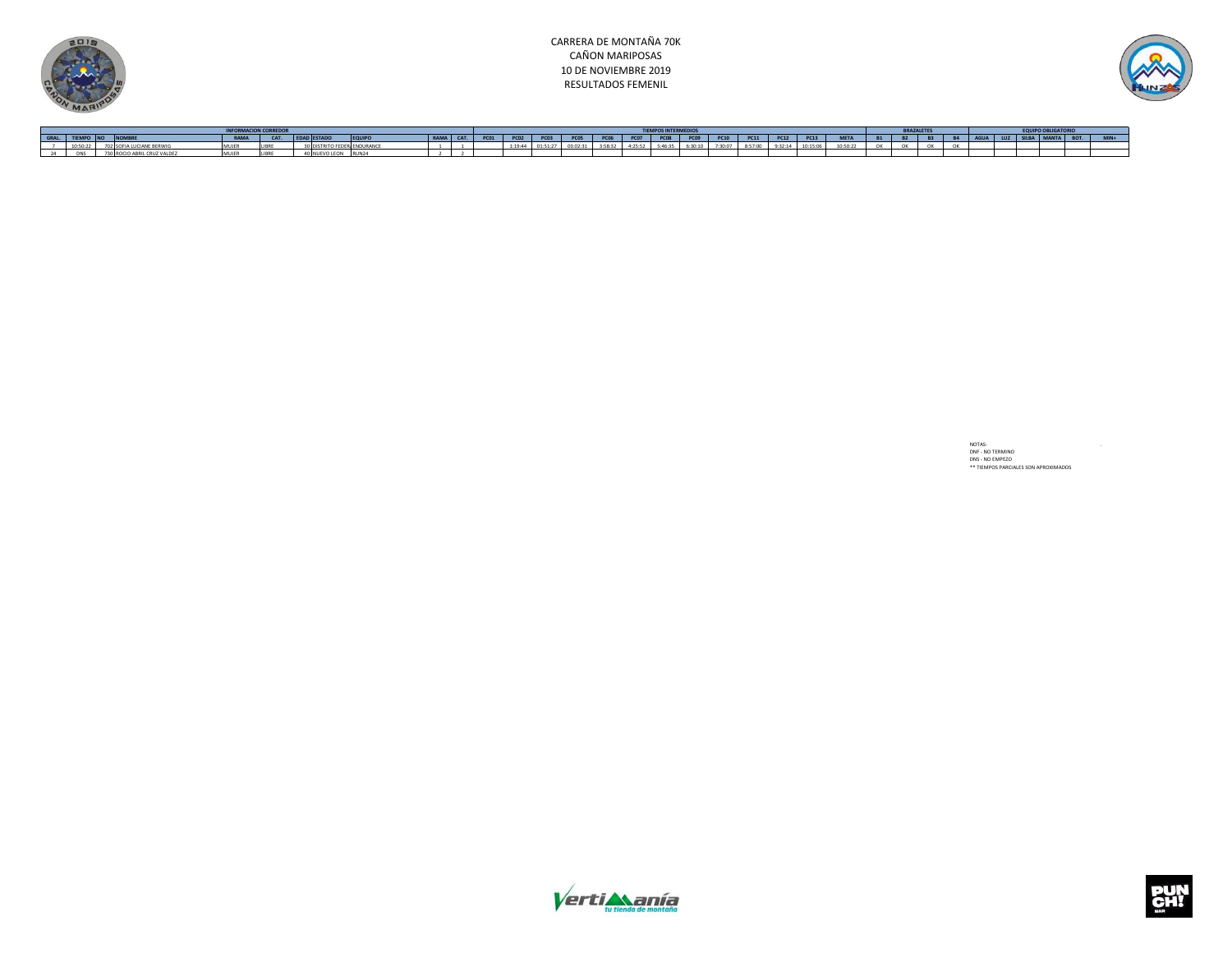# CARRERA DE MONTAÑA 70K
## CAÑON MARIPOSAS
## 10 DE NOVIEMBRE 2019
## RESULTADOS FEMENIL

| INFORMACION CORREDOR | | | | | | | | | | | TIEMPOS INTERMEDIOS | | | | | | | | | | | | | BRAZALETES | | | | EQUIPO OBLIGATORIO | | | | | |
|---|---|---|---|---|---|---|---|---|---|---|---|---|---|---|---|---|---|---|---|---|---|---|---|---|---|---|---|---|---|---|---|---|---|
| GRAL. | TIEMPO | NO | NOMBRE | RAMA | CAT. | EDAD | ESTADO | EQUIPO | RAMA | CAT. | PC01 | PC02 | PC03 | PC05 | PC06 | PC07 | PC08 | PC09 | PC10 | PC11 | PC12 | PC13 | META | B1 | B2 | B3 | B4 | AGUA | LUZ | SILBA | MANTA | BOT. | MIN+ |
| 7 | 10:50:22 | 702 | SOFIA LUCIANE BERWIG | MUJER | LIBRE | 30 | DISTRITO FEDER. | ENDURANCE | 1 | 1 | | 1:19:44 | 01:51:27 | 03:02:31 | 3:58:32 | 4:25:52 | 5:46:35 | 6:30:10 | 7:30:07 | 8:57:00 | 9:32:14 | 10:15:06 | 10:50:22 | OK | OK | OK | OK | | | | | | |
| 24 | DNS | 730 | ROCIO ABRIL CRUZ VALDEZ | MUJER | LIBRE | 40 | NUEVO LEON | RUN24 | 2 | 2 | | | | | | | | | | | | | | | | | | | | | | | |

NOTAS:
DNF - NO TERMINO
DNS - NO EMPEZO
** TIEMPOS PARCIALES SON APROXIMADOS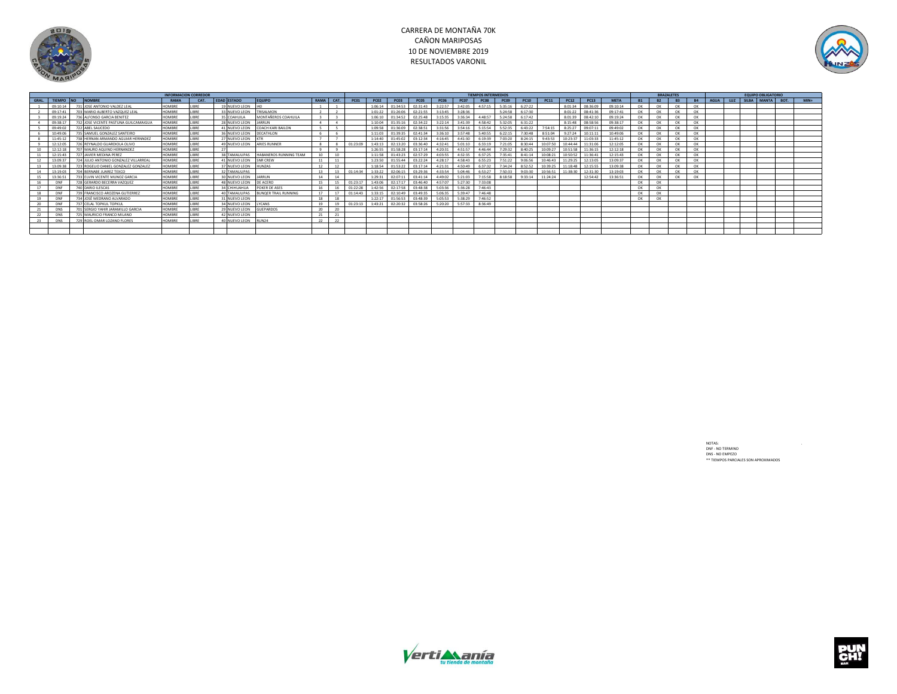# CARRERA DE MONTAÑA 70K
## CAÑON MARIPOSAS
## 10 DE NOVIEMBRE 2019
## RESULTADOS VARONIL

| INFORMACION CORREDOR | | | | | | | | | | | TIEMPOS INTERMEDIOS | | | | | | | | | | | | | BRAZALETES | | | | EQUIPO OBLIGATORIO | | | | | |
|---|---|---|---|---|---|---|---|---|---|---|---|---|---|---|---|---|---|---|---|---|---|---|---|---|---|---|---|---|---|---|---|---|---|
| GRAL. | TIEMPO | NO | NOMBRE | RAMA | CAT. | EDAD | ESTADO | EQUIPO | RAMA | CAT. | PC01 | PC02 | PC03 | PC05 | PC06 | PC07 | PC08 | PC09 | PC10 | PC11 | PC12 | PC13 | META | B1 | B2 | B3 | B4 | AGUA | LUZ | SILBA | MANTA | BOT. | MIN+ |
| 1 | 09:10:14 | 731 | JOSE ANTONIO VALDEZ LEAL | HOMBRE | LIBRE | 19 | NUEVO LEON | I40 | 1 | 1 | | 1:06:14 | 01:34:53 | 02:31:43 | 3:22:57 | 3:42:05 | 4:57:15 | 5:35:16 | 6:27:22 | | 8:01:34 | 08:36:09 | 09:10:14 | OK | OK | OK | OK | | | | | | |
| 2 | 09:17:41 | 703 | MARIO ALBERTO VAZQUEZ LEAL | HOMBRE | LIBRE | 33 | NUEVO LEON | TRISALMON | 2 | 2 | | 1:01:22 | 01:26:06 | 02:21:55 | 3:13:45 | 3:28:36 | | 5:24:58 | 6:17:30 | | 8:01:22 | 08:41:36 | 09:17:41 | OK | OK | OK | OK | | | | | | |
| 3 | 09:19:24 | 736 | ALFONSO GARCIA BENITEZ | HOMBRE | LIBRE | 35 | COAHUILA | MONTAÑEROS COAHUILA | 3 | 3 | | 1:06:10 | 01:34:52 | 02:25:48 | 3:15:35 | 3:36:34 | 4:48:57 | 5:24:58 | 6:17:42 | | 8:01:39 | 08:42:10 | 09:19:24 | OK | OK | OK | OK | | | | | | |
| 4 | 09:38:17 | 732 | JOSE VICENTE PASTUNA GUILCAMAIGUA | HOMBRE | LIBRE | 28 | NUEVO LEON | JARRUN | 4 | 4 | | 1:10:04 | 01:35:16 | 02:34:22 | 3:22:14 | 3:41:39 | 4:58:42 | 5:32:05 | 6:31:22 | | 8:15:48 | 08:58:56 | 09:38:17 | OK | OK | OK | OK | | | | | | |
| 5 | 09:49:02 | 722 | ABEL SAUCEDO | HOMBRE | LIBRE | 41 | NUEVO LEON | COACH KARI BAILON | 5 | 5 | | 1:09:58 | 01:36:09 | 02:38:51 | 3:31:56 | 3:54:16 | 5:15:54 | 5:52:35 | 6:43:22 | 7:54:15 | 8:25:27 | 09:07:11 | 09:49:02 | OK | OK | OK | OK | | | | | | |
| 6 | 10:49:06 | 735 | SAMUEL GONZALEZ SANTEIRO | HOMBRE | LIBRE | 36 | NUEVO LEON | DECATHLON | 6 | 6 | | 1:11:03 | 01:39:35 | 02:41:34 | 3:36:10 | 3:57:48 | 5:40:55 | 6:22:15 | 7:30:48 | 8:51:04 | 9:27:24 | 10:11:11 | 10:49:06 | OK | OK | OK | OK | | | | | | |
| 8 | 11:45:12 | 738 | HERNAN ARMANDO AGUIAR HERNNDEZ | HOMBRE | LIBRE | 27 | NUEVO LEON | KTR | 7 | 7 | | 1:14:40 | 01:45:02 | 03:12:34 | 4:16:45 | 4:41:30 | 6:19:39 | 7:03:20 | 8:24:15 | 9:43:53 | 10:23:37 | 11:03:33 | 11:45:12 | OK | OK | OK | OK | | | | | | |
| 9 | 12:12:05 | 726 | REYNALDO GUARDIOLA OLIVO | HOMBRE | LIBRE | 49 | NUEVO LEON | ARIES RUNNER | 8 | 8 | 01:23:09 | 1:43:13 | 02:13:20 | 03:36:40 | 4:32:41 | 5:01:10 | 6:33:19 | 7:21:05 | 8:30:44 | 10:07:50 | 10:44:44 | 11:31:06 | 12:12:05 | OK | OK | OK | OK | | | | | | |
| 10 | 12:12:18 | 707 | MAURO AQUINO HERNANDEZ | HOMBRE | LIBRE | 27 | | | 9 | 9 | | 1:26:55 | 01:58:28 | 03:17:14 | 4:20:31 | 4:51:57 | 4:46:44 | 7:29:32 | 8:40:25 | 10:09:27 | 10:51:58 | 11:36:15 | 12:12:18 | OK | OK | OK | OK | | | | | | |
| 11 | 12:15:43 | 727 | JAVIER MEDINA PEREZ | HOMBRE | LIBRE | 38 | TAMAULIPAS | HABANEROS RUNNING TEAM | 10 | 10 | | 1:11:58 | 01:43:23 | 02:57:29 | 4:03:55 | 4:32:35 | 6:37:25 | 7:35:41 | 8:41:14 | 10:08:21 | 10:50:52 | 11:36:41 | 12:15:43 | OK | OK | OK | OK | | | | | | |
| 12 | 13:09:37 | 724 | JULIO ANTONIO GONZALEZ VILLARREAL | HOMBRE | LIBRE | 41 | NUEVO LEON | SNR CREW | 11 | 11 | | 1:23:50 | 01:55:44 | 03:22:24 | 4:28:17 | 4:58:43 | 6:55:23 | 7:51:22 | 9:06:56 | 10:46:43 | 11:29:25 | 12:13:05 | 13:09:37 | OK | OK | OK | OK | | | | | | |
| 13 | 13:09:38 | 723 | ROGELIO DANIEL GONZALEZ GONZALEZ | HOMBRE | LIBRE | 37 | NUEVO LEON | HUNZAS | 12 | 12 | | 1:18:54 | 01:53:22 | 03:17:14 | 4:21:31 | 4:50:49 | 6:37:32 | 7:34:24 | 8:52:52 | 10:39:25 | 11:18:48 | 12:15:55 | 13:09:38 | OK | OK | OK | OK | | | | | | |
| 14 | 13:19:03 | 704 | BERNABE JUAREZ TEXCO | HOMBRE | LIBRE | 32 | TAMAULIPAS | | 13 | 13 | 01:14:34 | 1:33:22 | 02:06:15 | 03:29:36 | 4:33:54 | 5:04:46 | 6:53:27 | 7:50:33 | 9:03:30 | 10:56:51 | 11:38:30 | 12:31:30 | 13:19:03 | OK | OK | OK | OK | | | | | | |
| 15 | 13:36:51 | 733 | ELVIN VICENTE MUÑOZ GARCIA | HOMBRE | LIBRE | 30 | NUEVO LEON | JARRUN | 14 | 14 | | 1:29:31 | 02:07:11 | 03:41:14 | 4:49:02 | 5:21:03 | 7:15:58 | 8:18:58 | 9:33:14 | 11:24:24 | | 12:54:42 | 13:36:51 | OK | OK | OK | OK | | | | | | |
| 16 | DNF | 728 | GERARDO BECERRA VAZQUEZ | HOMBRE | LIBRE | 48 | NUEVO LEON | DE ACERO | 15 | 15 | 01:23:17 | 1:43:06 | 02:17:17 | 03:46:40 | 4:57:07 | 5:27:30 | 7:33:08 | | | | | | | OK | OK | | | | | | | | |
| 17 | DNF | 740 | DARIO ILESCAS | HOMBRE | LIBRE | 34 | CHIHUAHUA | POKER DE ASES | 16 | 16 | 01:22:28 | 1:42:56 | 02:17:58 | 03:48:38 | 5:03:36 | 5:36:28 | 7:46:43 | | | | | | | OK | OK | | | | | | | | |
| 18 | DNF | 739 | FRANCISCO AROZENA GUTIERREZ | HOMBRE | LIBRE | 40 | TAMAULIPAS | BUNQER TRAIL RUNNING | 17 | 17 | 01:14:43 | 1:33:15 | 02:10:49 | 03:49:35 | 5:06:35 | 5:39:47 | 7:46:48 | | | | | | | OK | OK | | | | | | | | |
| 19 | DNF | 734 | JOSÉ MEDRANO ALVARADO | HOMBRE | LIBRE | 31 | NUEVO LEON | | 18 | 18 | | 1:22:17 | 01:56:53 | 03:48:39 | 5:05:53 | 5:38:29 | 7:46:52 | | | | | | | OK | OK | | | | | | | | |
| 20 | DNF | 757 | CELAL TOPKUL TOPKUL | HOMBRE | LIBRE | 34 | NUEVO LEON | LYCANS | 19 | 19 | 01:23:13 | 1:43:21 | 02:20:32 | 03:58:26 | 5:20:20 | 5:57:33 | 8:36:49 | | | | | | | | | | | | | | | | |
| 21 | DNS | 701 | SERGIO YAHIR JARAMILLO GARCIA | HOMBRE | LIBRE | 29 | NUEVO LEON | GUEPARDOS | 20 | 20 | | | | | | | | | | | | | | | | | | | | | | | |
| 22 | DNS | 725 | MAURICIO FRANCO MILANO | HOMBRE | LIBRE | 42 | NUEVO LEON | | 21 | 21 | | | | | | | | | | | | | | | | | | | | | | | |
| 23 | DNS | 729 | ROEL OMAR LOZANO FLORES | HOMBRE | LIBRE | 40 | NUEVO LEON | RUN24 | 22 | 22 | | | | | | | | | | | | | | | | | | | | | | | |

NOTAS:
DNF - NO TERMINO
DNS - NO EMPEZO
** TIEMPOS PARCIALES SON APROXIMADOS